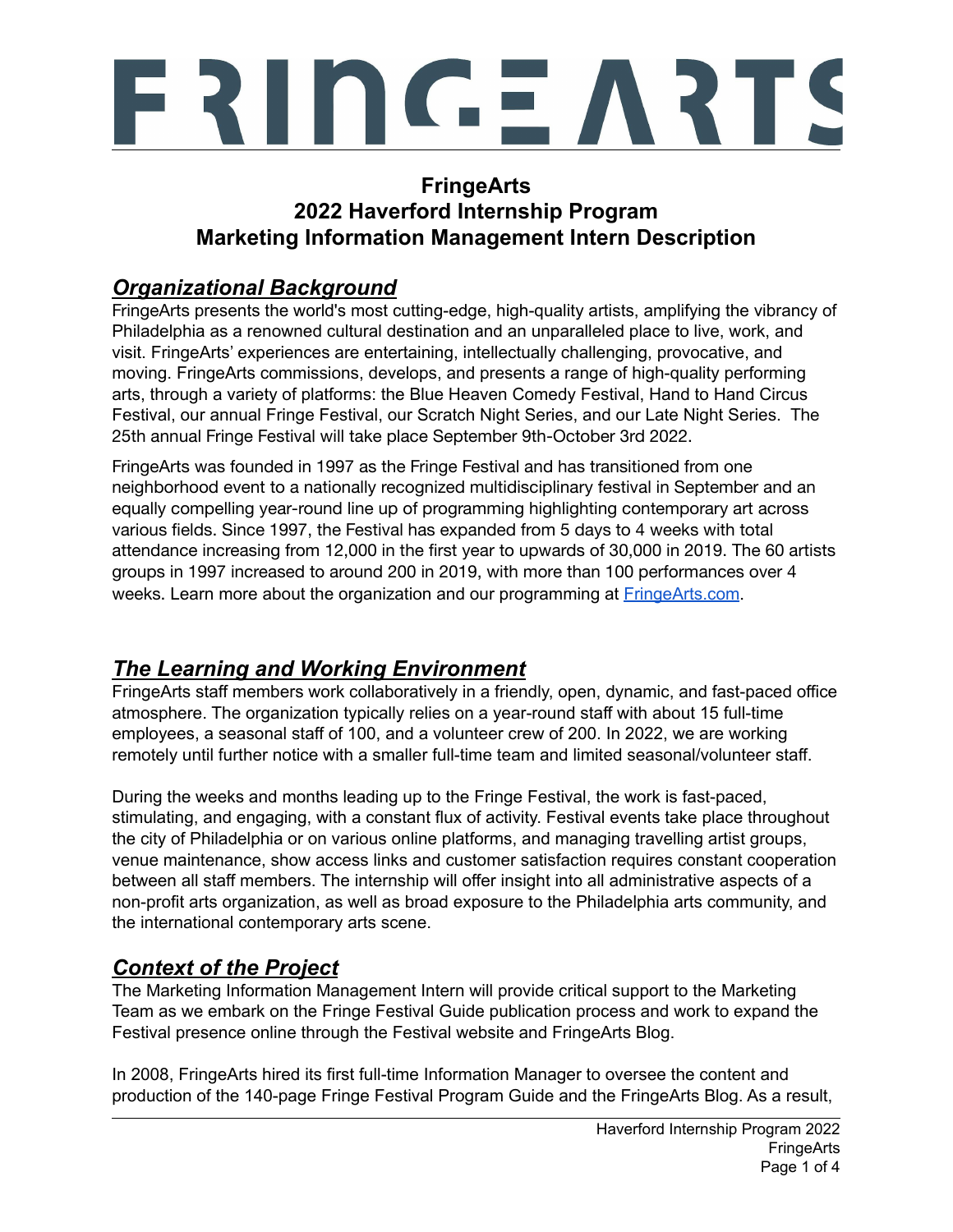# FRINGEARTS

## FringeArts
## 2022 Haverford Internship Program
## Marketing Information Management Intern Description

### ***Organizational Background***

FringeArts presents the world's most cutting-edge, high-quality artists, amplifying the vibrancy of Philadelphia as a renowned cultural destination and an unparalleled place to live, work, and visit. FringeArts' experiences are entertaining, intellectually challenging, provocative, and moving. FringeArts commissions, develops, and presents a range of high-quality performing arts, through a variety of platforms: the Blue Heaven Comedy Festival, Hand to Hand Circus Festival, our annual Fringe Festival, our Scratch Night Series, and our Late Night Series. The 25th annual Fringe Festival will take place September 9th-October 3rd 2022.

FringeArts was founded in 1997 as the Fringe Festival and has transitioned from one neighborhood event to a nationally recognized multidisciplinary festival in September and an equally compelling year-round line up of programming highlighting contemporary art across various fields. Since 1997, the Festival has expanded from 5 days to 4 weeks with total attendance increasing from 12,000 in the first year to upwards of 30,000 in 2019. The 60 artists groups in 1997 increased to around 200 in 2019, with more than 100 performances over 4 weeks. Learn more about the organization and our programming at [FringeArts.com](https://FringeArts.com).

### ***The Learning and Working Environment***

FringeArts staff members work collaboratively in a friendly, open, dynamic, and fast-paced office atmosphere. The organization typically relies on a year-round staff with about 15 full-time employees, a seasonal staff of 100, and a volunteer crew of 200. In 2022, we are working remotely until further notice with a smaller full-time team and limited seasonal/volunteer staff.

During the weeks and months leading up to the Fringe Festival, the work is fast-paced, stimulating, and engaging, with a constant flux of activity. Festival events take place throughout the city of Philadelphia or on various online platforms, and managing travelling artist groups, venue maintenance, show access links and customer satisfaction requires constant cooperation between all staff members. The internship will offer insight into all administrative aspects of a non-profit arts organization, as well as broad exposure to the Philadelphia arts community, and the international contemporary arts scene.

### ***Context of the Project***

The Marketing Information Management Intern will provide critical support to the Marketing Team as we embark on the Fringe Festival Guide publication process and work to expand the Festival presence online through the Festival website and FringeArts Blog.

In 2008, FringeArts hired its first full-time Information Manager to oversee the content and production of the 140-page Fringe Festival Program Guide and the FringeArts Blog. As a result,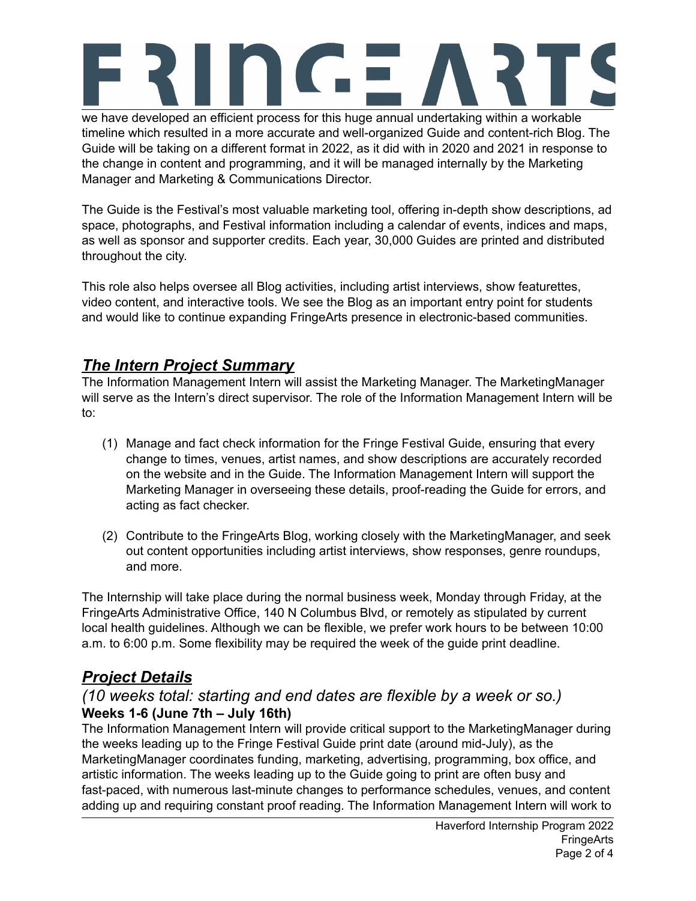we have developed an efficient process for this huge annual undertaking within a workable timeline which resulted in a more accurate and well-organized Guide and content-rich Blog. The Guide will be taking on a different format in 2022, as it did with in 2020 and 2021 in response to the change in content and programming, and it will be managed internally by the Marketing Manager and Marketing & Communications Director.

The Guide is the Festival's most valuable marketing tool, offering in-depth show descriptions, ad space, photographs, and Festival information including a calendar of events, indices and maps, as well as sponsor and supporter credits. Each year, 30,000 Guides are printed and distributed throughout the city.

This role also helps oversee all Blog activities, including artist interviews, show featurettes, video content, and interactive tools. We see the Blog as an important entry point for students and would like to continue expanding FringeArts presence in electronic-based communities.

## ***The Intern Project Summary***

The Information Management Intern will assist the Marketing Manager. The MarketingManager will serve as the Intern's direct supervisor. The role of the Information Management Intern will be to:

(1) Manage and fact check information for the Fringe Festival Guide, ensuring that every change to times, venues, artist names, and show descriptions are accurately recorded on the website and in the Guide. The Information Management Intern will support the Marketing Manager in overseeing these details, proof-reading the Guide for errors, and acting as fact checker.

(2) Contribute to the FringeArts Blog, working closely with the MarketingManager, and seek out content opportunities including artist interviews, show responses, genre roundups, and more.

The Internship will take place during the normal business week, Monday through Friday, at the FringeArts Administrative Office, 140 N Columbus Blvd, or remotely as stipulated by current local health guidelines. Although we can be flexible, we prefer work hours to be between 10:00 a.m. to 6:00 p.m. Some flexibility may be required the week of the guide print deadline.

## ***Project Details***

*(10 weeks total: starting and end dates are flexible by a week or so.)*

**Weeks 1-6 (June 7th – July 16th)**

The Information Management Intern will provide critical support to the MarketingManager during the weeks leading up to the Fringe Festival Guide print date (around mid-July), as the MarketingManager coordinates funding, marketing, advertising, programming, box office, and artistic information. The weeks leading up to the Guide going to print are often busy and fast-paced, with numerous last-minute changes to performance schedules, venues, and content adding up and requiring constant proof reading. The Information Management Intern will work to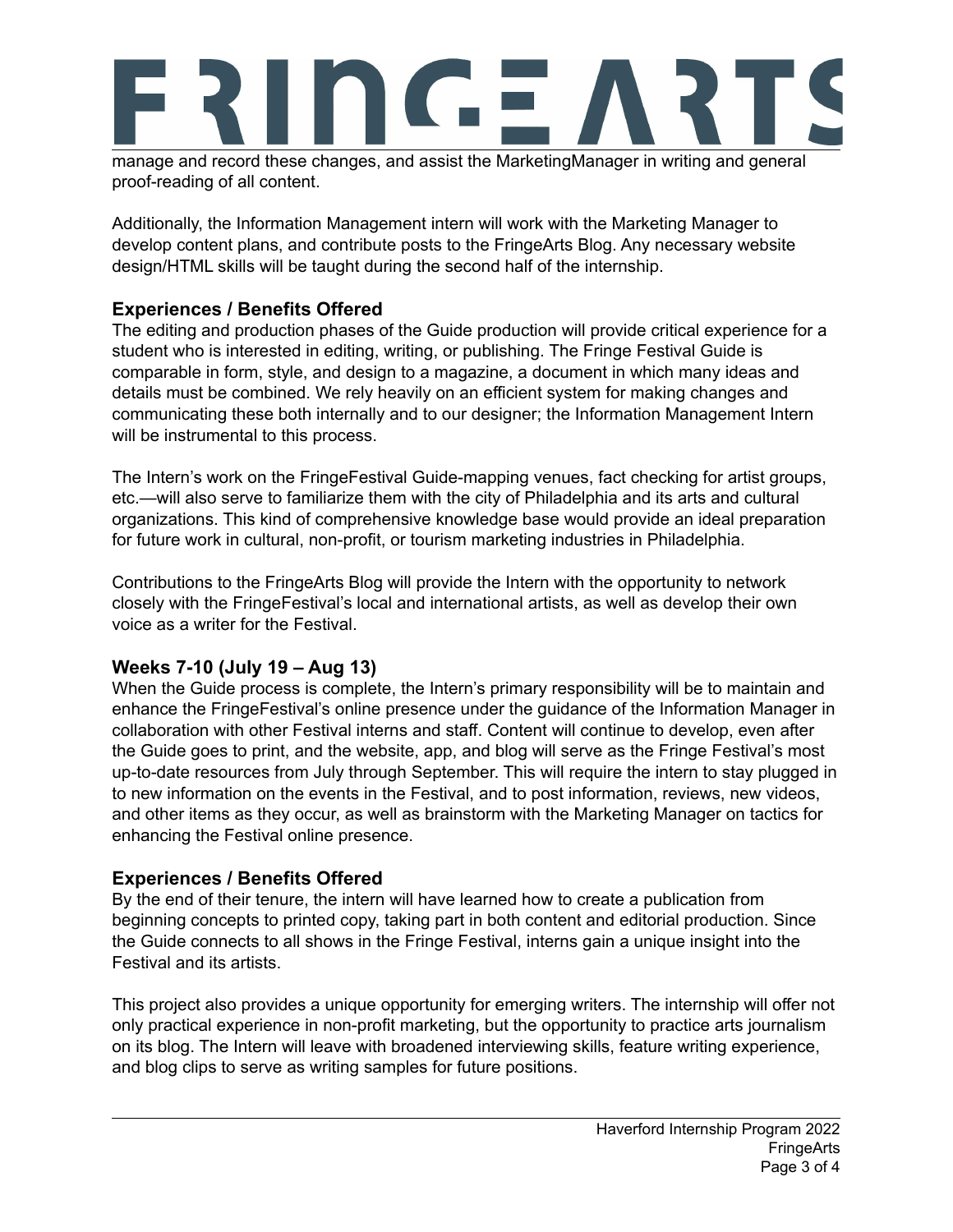manage and record these changes, and assist the MarketingManager in writing and general proof-reading of all content.

Additionally, the Information Management intern will work with the Marketing Manager to develop content plans, and contribute posts to the FringeArts Blog. Any necessary website design/HTML skills will be taught during the second half of the internship.

### Experiences / Benefits Offered

The editing and production phases of the Guide production will provide critical experience for a student who is interested in editing, writing, or publishing. The Fringe Festival Guide is comparable in form, style, and design to a magazine, a document in which many ideas and details must be combined. We rely heavily on an efficient system for making changes and communicating these both internally and to our designer; the Information Management Intern will be instrumental to this process.

The Intern's work on the FringeFestival Guide-mapping venues, fact checking for artist groups, etc.—will also serve to familiarize them with the city of Philadelphia and its arts and cultural organizations. This kind of comprehensive knowledge base would provide an ideal preparation for future work in cultural, non-profit, or tourism marketing industries in Philadelphia.

Contributions to the FringeArts Blog will provide the Intern with the opportunity to network closely with the FringeFestival's local and international artists, as well as develop their own voice as a writer for the Festival.

### Weeks 7-10 (July 19 – Aug 13)

When the Guide process is complete, the Intern's primary responsibility will be to maintain and enhance the FringeFestival's online presence under the guidance of the Information Manager in collaboration with other Festival interns and staff. Content will continue to develop, even after the Guide goes to print, and the website, app, and blog will serve as the Fringe Festival's most up-to-date resources from July through September. This will require the intern to stay plugged in to new information on the events in the Festival, and to post information, reviews, new videos, and other items as they occur, as well as brainstorm with the Marketing Manager on tactics for enhancing the Festival online presence.

### Experiences / Benefits Offered

By the end of their tenure, the intern will have learned how to create a publication from beginning concepts to printed copy, taking part in both content and editorial production. Since the Guide connects to all shows in the Fringe Festival, interns gain a unique insight into the Festival and its artists.

This project also provides a unique opportunity for emerging writers. The internship will offer not only practical experience in non-profit marketing, but the opportunity to practice arts journalism on its blog. The Intern will leave with broadened interviewing skills, feature writing experience, and blog clips to serve as writing samples for future positions.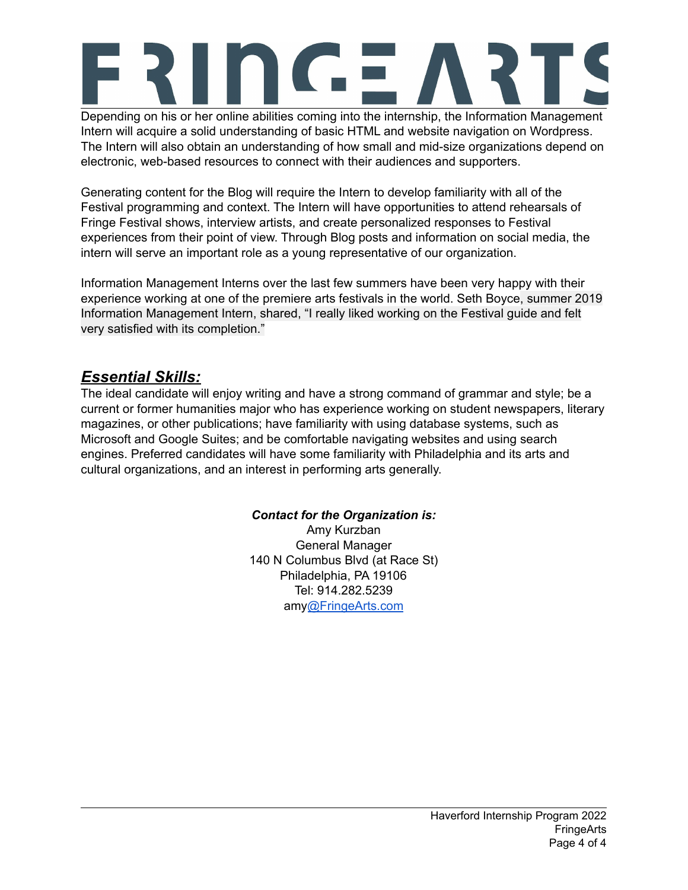Depending on his or her online abilities coming into the internship, the Information Management Intern will acquire a solid understanding of basic HTML and website navigation on Wordpress. The Intern will also obtain an understanding of how small and mid-size organizations depend on electronic, web-based resources to connect with their audiences and supporters.

Generating content for the Blog will require the Intern to develop familiarity with all of the Festival programming and context. The Intern will have opportunities to attend rehearsals of Fringe Festival shows, interview artists, and create personalized responses to Festival experiences from their point of view. Through Blog posts and information on social media, the intern will serve an important role as a young representative of our organization.

Information Management Interns over the last few summers have been very happy with their experience working at one of the premiere arts festivals in the world. Seth Boyce, summer 2019 Information Management Intern, shared, "I really liked working on the Festival guide and felt very satisfied with its completion."

## ***Essential Skills:***

The ideal candidate will enjoy writing and have a strong command of grammar and style; be a current or former humanities major who has experience working on student newspapers, literary magazines, or other publications; have familiarity with using database systems, such as Microsoft and Google Suites; and be comfortable navigating websites and using search engines. Preferred candidates will have some familiarity with Philadelphia and its arts and cultural organizations, and an interest in performing arts generally.

***Contact for the Organization is:***

Amy Kurzban
General Manager
140 N Columbus Blvd (at Race St)
Philadelphia, PA 19106
Tel: 914.282.5239
amy@FringeArts.com